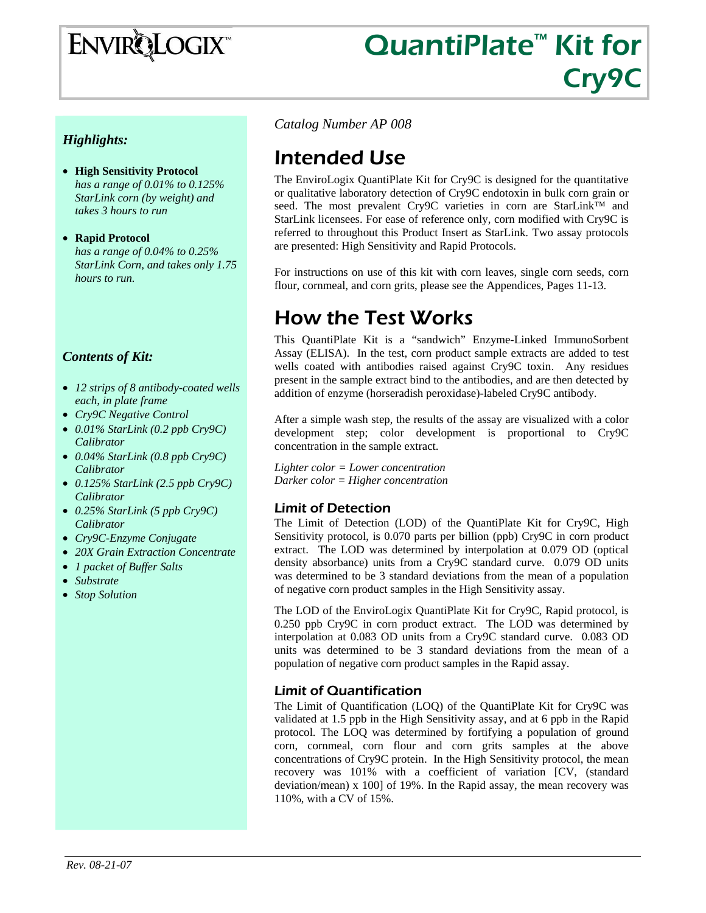# EnviroLogix

# QuantiPlate™ Kit for Cry9C

### *Highlights:*

- **High Sensitivity Protocol** *has a range of 0.01% to 0.125% StarLink corn (by weight) and takes 3 hours to run*
- **Rapid Protocol** *has a range of 0.04% to 0.25% StarLink Corn, and takes only 1.75 hours to run.*

### *Contents of Kit:*

- *12 strips of 8 antibody-coated wells each, in plate frame*
- *Cry9C Negative Control*
- *0.01% StarLink (0.2 ppb Cry9C) Calibrator*
- *0.04% StarLink (0.8 ppb Cry9C) Calibrator*
- *0.125% StarLink (2.5 ppb Cry9C) Calibrator*
- *0.25% StarLink (5 ppb Cry9C) Calibrator*
- *Cry9C-Enzyme Conjugate*
- *20X Grain Extraction Concentrate*
- *1 packet of Buffer Salts*
- *Substrate*
- *Stop Solution*

*Catalog Number AP 008*

## Intended Use

The EnviroLogix QuantiPlate Kit for Cry9C is designed for the quantitative or qualitative laboratory detection of Cry9C endotoxin in bulk corn grain or seed. The most prevalent Cry9C varieties in corn are StarLink™ and StarLink licensees. For ease of reference only, corn modified with Cry9C is referred to throughout this Product Insert as StarLink. Two assay protocols are presented: High Sensitivity and Rapid Protocols.

For instructions on use of this kit with corn leaves, single corn seeds, corn flour, cornmeal, and corn grits, please see the Appendices, Pages 11-13.

## How the Test Works

This QuantiPlate Kit is a "sandwich" Enzyme-Linked ImmunoSorbent Assay (ELISA). In the test, corn product sample extracts are added to test wells coated with antibodies raised against Cry9C toxin. Any residues present in the sample extract bind to the antibodies, and are then detected by addition of enzyme (horseradish peroxidase)-labeled Cry9C antibody.

After a simple wash step, the results of the assay are visualized with a color development step; color development is proportional to Cry9C concentration in the sample extract.

*Lighter color = Lower concentration*
*Darker color = Higher concentration*

### Limit of Detection

The Limit of Detection (LOD) of the QuantiPlate Kit for Cry9C, High Sensitivity protocol, is 0.070 parts per billion (ppb) Cry9C in corn product extract. The LOD was determined by interpolation at 0.079 OD (optical density absorbance) units from a Cry9C standard curve. 0.079 OD units was determined to be 3 standard deviations from the mean of a population of negative corn product samples in the High Sensitivity assay.

The LOD of the EnviroLogix QuantiPlate Kit for Cry9C, Rapid protocol, is 0.250 ppb Cry9C in corn product extract. The LOD was determined by interpolation at 0.083 OD units from a Cry9C standard curve. 0.083 OD units was determined to be 3 standard deviations from the mean of a population of negative corn product samples in the Rapid assay.

### Limit of Quantification

The Limit of Quantification (LOQ) of the QuantiPlate Kit for Cry9C was validated at 1.5 ppb in the High Sensitivity assay, and at 6 ppb in the Rapid protocol. The LOQ was determined by fortifying a population of ground corn, cornmeal, corn flour and corn grits samples at the above concentrations of Cry9C protein. In the High Sensitivity protocol, the mean recovery was 101% with a coefficient of variation [CV, (standard deviation/mean) x 100] of 19%. In the Rapid assay, the mean recovery was 110%, with a CV of 15%.

*Rev. 08-21-07*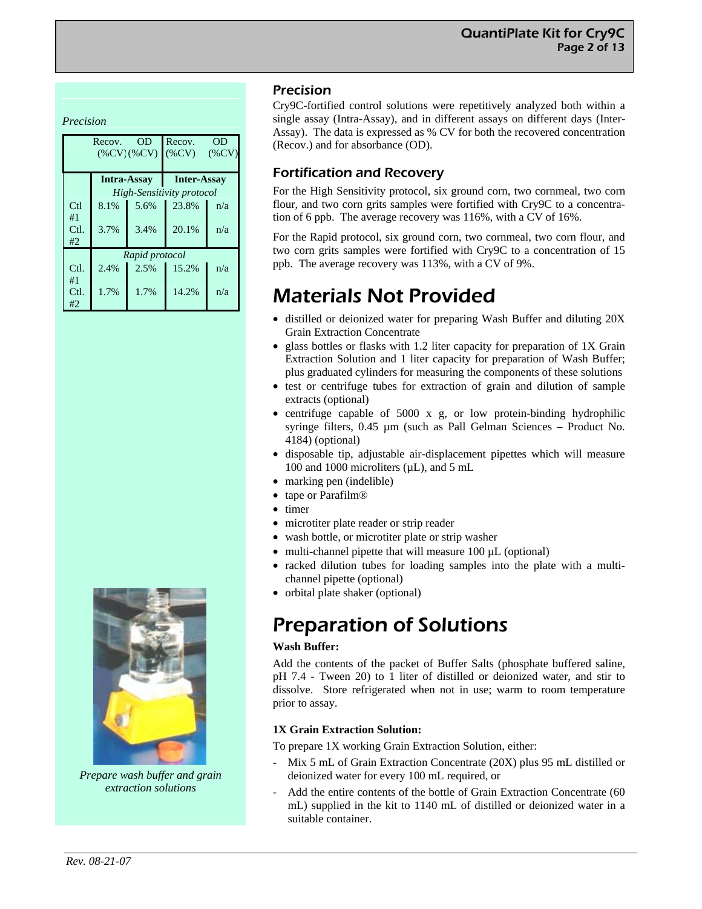*Precision*

| | Recov. (%CV) | OD (%CV) | Recov. (%CV) | OD (%CV) |
|---|---|---|---|---|
| | **Intra-Assay** | | **Inter-Assay** | |
| | *High-Sensitivity protocol* | | | |
| Ctl #1 | 8.1% | 5.6% | 23.8% | n/a |
| Ctl. #2 | 3.7% | 3.4% | 20.1% | n/a |
| | *Rapid protocol* | | | |
| Ctl. #1 | 2.4% | 2.5% | 15.2% | n/a |
| Ctl. #2 | 1.7% | 1.7% | 14.2% | n/a |

### Precision

Cry9C-fortified control solutions were repetitively analyzed both within a single assay (Intra-Assay), and in different assays on different days (Inter-Assay). The data is expressed as % CV for both the recovered concentration (Recov.) and for absorbance (OD).

### Fortification and Recovery

For the High Sensitivity protocol, six ground corn, two cornmeal, two corn flour, and two corn grits samples were fortified with Cry9C to a concentration of 6 ppb. The average recovery was 116%, with a CV of 16%.

For the Rapid protocol, six ground corn, two cornmeal, two corn flour, and two corn grits samples were fortified with Cry9C to a concentration of 15 ppb. The average recovery was 113%, with a CV of 9%.

## Materials Not Provided

- distilled or deionized water for preparing Wash Buffer and diluting 20X Grain Extraction Concentrate
- glass bottles or flasks with 1.2 liter capacity for preparation of 1X Grain Extraction Solution and 1 liter capacity for preparation of Wash Buffer; plus graduated cylinders for measuring the components of these solutions
- test or centrifuge tubes for extraction of grain and dilution of sample extracts (optional)
- centrifuge capable of 5000 x g, or low protein-binding hydrophilic syringe filters, 0.45 µm (such as Pall Gelman Sciences – Product No. 4184) (optional)
- disposable tip, adjustable air-displacement pipettes which will measure 100 and 1000 microliters (µL), and 5 mL
- marking pen (indelible)
- tape or Parafilm®
- timer
- microtiter plate reader or strip reader
- wash bottle, or microtiter plate or strip washer
- multi-channel pipette that will measure 100 µL (optional)
- racked dilution tubes for loading samples into the plate with a multi-channel pipette (optional)
- orbital plate shaker (optional)

## Preparation of Solutions

**Wash Buffer:**

Add the contents of the packet of Buffer Salts (phosphate buffered saline, pH 7.4 - Tween 20) to 1 liter of distilled or deionized water, and stir to dissolve. Store refrigerated when not in use; warm to room temperature prior to assay.

**1X Grain Extraction Solution:**

To prepare 1X working Grain Extraction Solution, either:

- Mix 5 mL of Grain Extraction Concentrate (20X) plus 95 mL distilled or deionized water for every 100 mL required, or
- Add the entire contents of the bottle of Grain Extraction Concentrate (60 mL) supplied in the kit to 1140 mL of distilled or deionized water in a suitable container.

*Prepare wash buffer and grain extraction solutions*

*Rev. 08-21-07*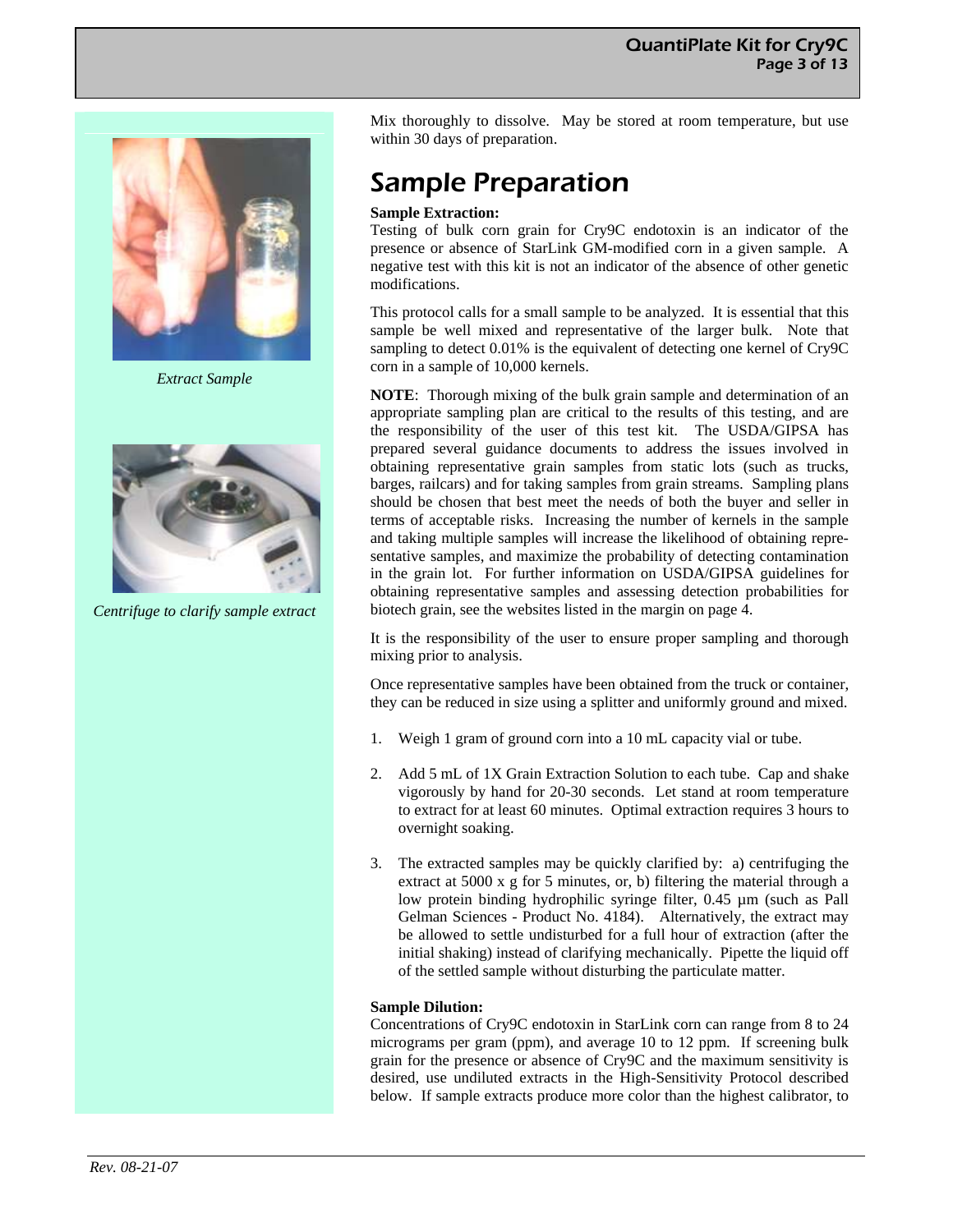Mix thoroughly to dissolve. May be stored at room temperature, but use within 30 days of preparation.

*Extract Sample*

*Centrifuge to clarify sample extract*

# Sample Preparation

**Sample Extraction:**

Testing of bulk corn grain for Cry9C endotoxin is an indicator of the presence or absence of StarLink GM-modified corn in a given sample. A negative test with this kit is not an indicator of the absence of other genetic modifications.

This protocol calls for a small sample to be analyzed. It is essential that this sample be well mixed and representative of the larger bulk. Note that sampling to detect 0.01% is the equivalent of detecting one kernel of Cry9C corn in a sample of 10,000 kernels.

**NOTE**: Thorough mixing of the bulk grain sample and determination of an appropriate sampling plan are critical to the results of this testing, and are the responsibility of the user of this test kit. The USDA/GIPSA has prepared several guidance documents to address the issues involved in obtaining representative grain samples from static lots (such as trucks, barges, railcars) and for taking samples from grain streams. Sampling plans should be chosen that best meet the needs of both the buyer and seller in terms of acceptable risks. Increasing the number of kernels in the sample and taking multiple samples will increase the likelihood of obtaining representative samples, and maximize the probability of detecting contamination in the grain lot. For further information on USDA/GIPSA guidelines for obtaining representative samples and assessing detection probabilities for biotech grain, see the websites listed in the margin on page 4.

It is the responsibility of the user to ensure proper sampling and thorough mixing prior to analysis.

Once representative samples have been obtained from the truck or container, they can be reduced in size using a splitter and uniformly ground and mixed.

1. Weigh 1 gram of ground corn into a 10 mL capacity vial or tube.

2. Add 5 mL of 1X Grain Extraction Solution to each tube. Cap and shake vigorously by hand for 20-30 seconds. Let stand at room temperature to extract for at least 60 minutes. Optimal extraction requires 3 hours to overnight soaking.

3. The extracted samples may be quickly clarified by: a) centrifuging the extract at 5000 x g for 5 minutes, or, b) filtering the material through a low protein binding hydrophilic syringe filter, 0.45 µm (such as Pall Gelman Sciences - Product No. 4184). Alternatively, the extract may be allowed to settle undisturbed for a full hour of extraction (after the initial shaking) instead of clarifying mechanically. Pipette the liquid off of the settled sample without disturbing the particulate matter.

**Sample Dilution:**

Concentrations of Cry9C endotoxin in StarLink corn can range from 8 to 24 micrograms per gram (ppm), and average 10 to 12 ppm. If screening bulk grain for the presence or absence of Cry9C and the maximum sensitivity is desired, use undiluted extracts in the High-Sensitivity Protocol described below. If sample extracts produce more color than the highest calibrator, to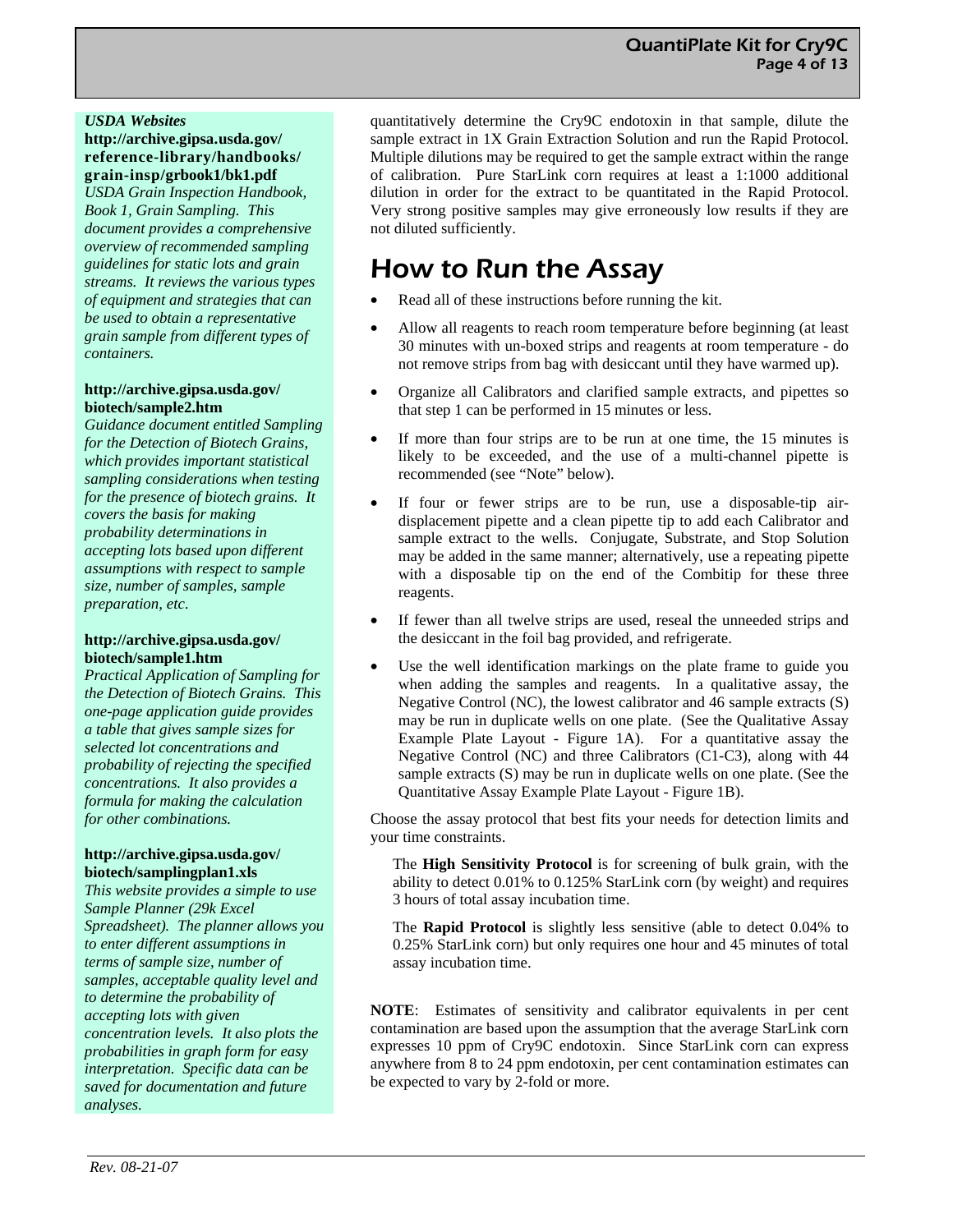*USDA Websites*

**http://archive.gipsa.usda.gov/reference-library/handbooks/grain-insp/grbook1/bk1.pdf**

*USDA Grain Inspection Handbook, Book 1, Grain Sampling. This document provides a comprehensive overview of recommended sampling guidelines for static lots and grain streams. It reviews the various types of equipment and strategies that can be used to obtain a representative grain sample from different types of containers.*

**http://archive.gipsa.usda.gov/biotech/sample2.htm**

*Guidance document entitled Sampling for the Detection of Biotech Grains, which provides important statistical sampling considerations when testing for the presence of biotech grains. It covers the basis for making probability determinations in accepting lots based upon different assumptions with respect to sample size, number of samples, sample preparation, etc.*

**http://archive.gipsa.usda.gov/biotech/sample1.htm**

*Practical Application of Sampling for the Detection of Biotech Grains. This one-page application guide provides a table that gives sample sizes for selected lot concentrations and probability of rejecting the specified concentrations. It also provides a formula for making the calculation for other combinations.*

**http://archive.gipsa.usda.gov/biotech/samplingplan1.xls**

*This website provides a simple to use Sample Planner (29k Excel Spreadsheet). The planner allows you to enter different assumptions in terms of sample size, number of samples, acceptable quality level and to determine the probability of accepting lots with given concentration levels. It also plots the probabilities in graph form for easy interpretation. Specific data can be saved for documentation and future analyses.*

quantitatively determine the Cry9C endotoxin in that sample, dilute the sample extract in 1X Grain Extraction Solution and run the Rapid Protocol. Multiple dilutions may be required to get the sample extract within the range of calibration. Pure StarLink corn requires at least a 1:1000 additional dilution in order for the extract to be quantitated in the Rapid Protocol. Very strong positive samples may give erroneously low results if they are not diluted sufficiently.

# How to Run the Assay

- Read all of these instructions before running the kit.
- Allow all reagents to reach room temperature before beginning (at least 30 minutes with un-boxed strips and reagents at room temperature - do not remove strips from bag with desiccant until they have warmed up).
- Organize all Calibrators and clarified sample extracts, and pipettes so that step 1 can be performed in 15 minutes or less.
- If more than four strips are to be run at one time, the 15 minutes is likely to be exceeded, and the use of a multi-channel pipette is recommended (see "Note" below).
- If four or fewer strips are to be run, use a disposable-tip air-displacement pipette and a clean pipette tip to add each Calibrator and sample extract to the wells. Conjugate, Substrate, and Stop Solution may be added in the same manner; alternatively, use a repeating pipette with a disposable tip on the end of the Combitip for these three reagents.
- If fewer than all twelve strips are used, reseal the unneeded strips and the desiccant in the foil bag provided, and refrigerate.
- Use the well identification markings on the plate frame to guide you when adding the samples and reagents. In a qualitative assay, the Negative Control (NC), the lowest calibrator and 46 sample extracts (S) may be run in duplicate wells on one plate. (See the Qualitative Assay Example Plate Layout - Figure 1A). For a quantitative assay the Negative Control (NC) and three Calibrators (C1-C3), along with 44 sample extracts (S) may be run in duplicate wells on one plate. (See the Quantitative Assay Example Plate Layout - Figure 1B).

Choose the assay protocol that best fits your needs for detection limits and your time constraints.

The **High Sensitivity Protocol** is for screening of bulk grain, with the ability to detect 0.01% to 0.125% StarLink corn (by weight) and requires 3 hours of total assay incubation time.

The **Rapid Protocol** is slightly less sensitive (able to detect 0.04% to 0.25% StarLink corn) but only requires one hour and 45 minutes of total assay incubation time.

**NOTE**: Estimates of sensitivity and calibrator equivalents in per cent contamination are based upon the assumption that the average StarLink corn expresses 10 ppm of Cry9C endotoxin. Since StarLink corn can express anywhere from 8 to 24 ppm endotoxin, per cent contamination estimates can be expected to vary by 2-fold or more.

*Rev. 08-21-07*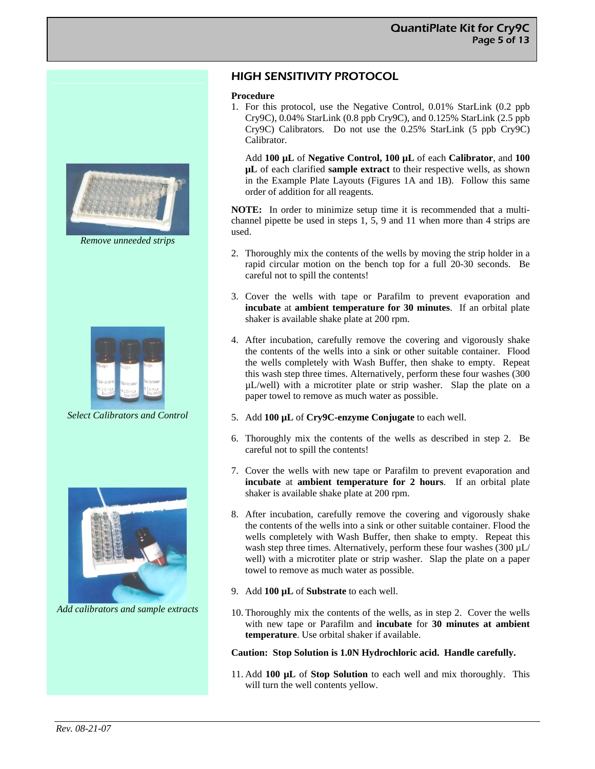## HIGH SENSITIVITY PROTOCOL

*Remove unneeded strips*

*Select Calibrators and Control*

*Add calibrators and sample extracts*

**Procedure**

1. For this protocol, use the Negative Control, 0.01% StarLink (0.2 ppb Cry9C), 0.04% StarLink (0.8 ppb Cry9C), and 0.125% StarLink (2.5 ppb Cry9C) Calibrators. Do not use the 0.25% StarLink (5 ppb Cry9C) Calibrator.

   Add **100 µL** of **Negative Control, 100 µL** of each **Calibrator**, and **100 µL** of each clarified **sample extract** to their respective wells, as shown in the Example Plate Layouts (Figures 1A and 1B). Follow this same order of addition for all reagents.

**NOTE:** In order to minimize setup time it is recommended that a multi-channel pipette be used in steps 1, 5, 9 and 11 when more than 4 strips are used.

2. Thoroughly mix the contents of the wells by moving the strip holder in a rapid circular motion on the bench top for a full 20-30 seconds. Be careful not to spill the contents!

3. Cover the wells with tape or Parafilm to prevent evaporation and **incubate** at **ambient temperature for 30 minutes**. If an orbital plate shaker is available shake plate at 200 rpm.

4. After incubation, carefully remove the covering and vigorously shake the contents of the wells into a sink or other suitable container. Flood the wells completely with Wash Buffer, then shake to empty. Repeat this wash step three times. Alternatively, perform these four washes (300 µL/well) with a microtiter plate or strip washer. Slap the plate on a paper towel to remove as much water as possible.

5. Add **100 µL** of **Cry9C-enzyme Conjugate** to each well.

6. Thoroughly mix the contents of the wells as described in step 2. Be careful not to spill the contents!

7. Cover the wells with new tape or Parafilm to prevent evaporation and **incubate** at **ambient temperature for 2 hours**. If an orbital plate shaker is available shake plate at 200 rpm.

8. After incubation, carefully remove the covering and vigorously shake the contents of the wells into a sink or other suitable container. Flood the wells completely with Wash Buffer, then shake to empty. Repeat this wash step three times. Alternatively, perform these four washes (300 µL/well) with a microtiter plate or strip washer. Slap the plate on a paper towel to remove as much water as possible.

9. Add **100 µL** of **Substrate** to each well.

10. Thoroughly mix the contents of the wells, as in step 2. Cover the wells with new tape or Parafilm and **incubate** for **30 minutes at ambient temperature**. Use orbital shaker if available.

**Caution: Stop Solution is 1.0N Hydrochloric acid. Handle carefully.**

11. Add **100 µL** of **Stop Solution** to each well and mix thoroughly. This will turn the well contents yellow.

*Rev. 08-21-07*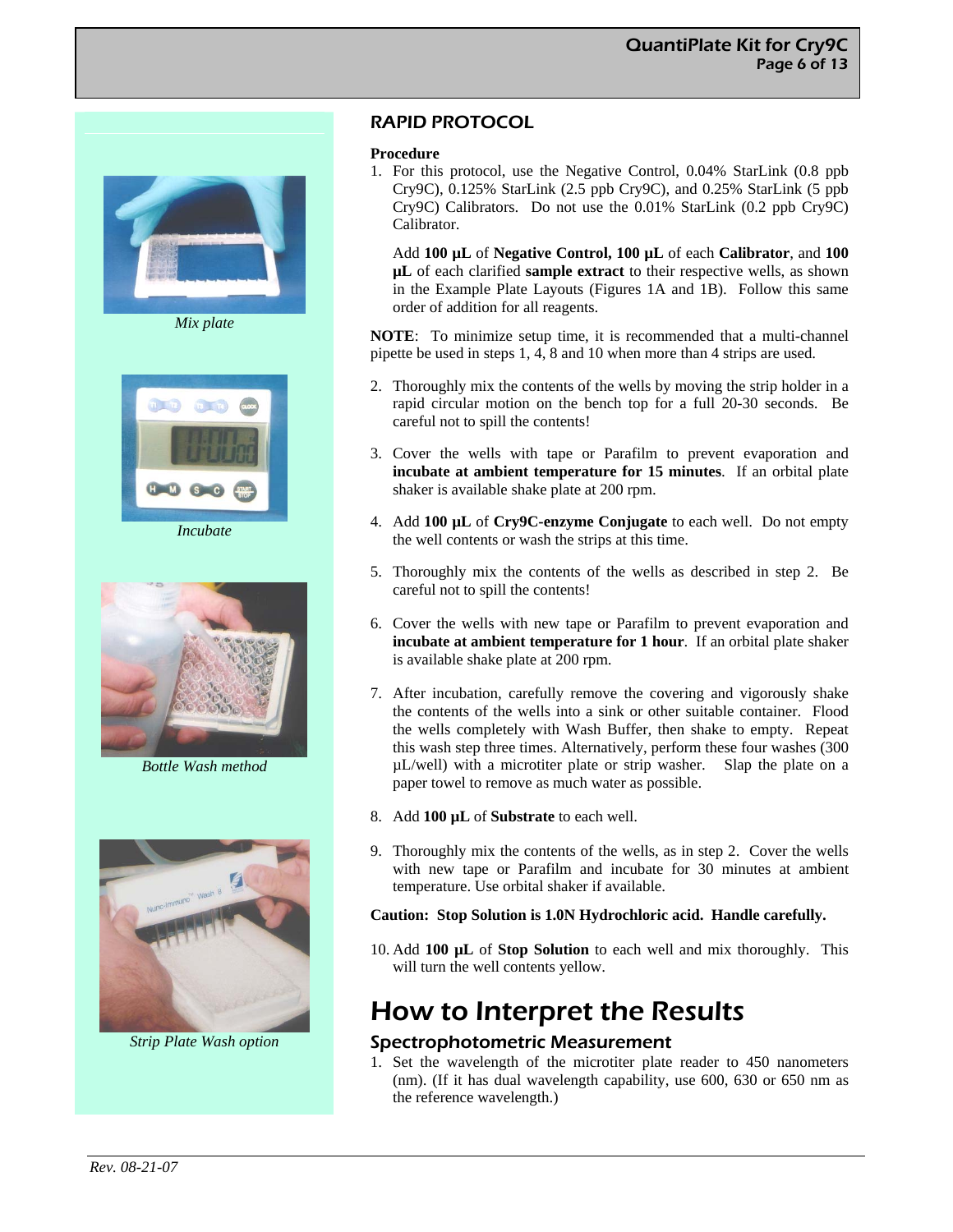## RAPID PROTOCOL

**Procedure**

1. For this protocol, use the Negative Control, 0.04% StarLink (0.8 ppb Cry9C), 0.125% StarLink (2.5 ppb Cry9C), and 0.25% StarLink (5 ppb Cry9C) Calibrators. Do not use the 0.01% StarLink (0.2 ppb Cry9C) Calibrator.

   Add **100 µL** of **Negative Control, 100 µL** of each **Calibrator**, and **100 µL** of each clarified **sample extract** to their respective wells, as shown in the Example Plate Layouts (Figures 1A and 1B). Follow this same order of addition for all reagents.

**NOTE**: To minimize setup time, it is recommended that a multi-channel pipette be used in steps 1, 4, 8 and 10 when more than 4 strips are used.

2. Thoroughly mix the contents of the wells by moving the strip holder in a rapid circular motion on the bench top for a full 20-30 seconds. Be careful not to spill the contents!

3. Cover the wells with tape or Parafilm to prevent evaporation and **incubate at ambient temperature for 15 minutes**. If an orbital plate shaker is available shake plate at 200 rpm.

4. Add **100 µL** of **Cry9C-enzyme Conjugate** to each well. Do not empty the well contents or wash the strips at this time.

5. Thoroughly mix the contents of the wells as described in step 2. Be careful not to spill the contents!

6. Cover the wells with new tape or Parafilm to prevent evaporation and **incubate at ambient temperature for 1 hour**. If an orbital plate shaker is available shake plate at 200 rpm.

7. After incubation, carefully remove the covering and vigorously shake the contents of the wells into a sink or other suitable container. Flood the wells completely with Wash Buffer, then shake to empty. Repeat this wash step three times. Alternatively, perform these four washes (300 µL/well) with a microtiter plate or strip washer. Slap the plate on a paper towel to remove as much water as possible.

8. Add **100 µL** of **Substrate** to each well.

9. Thoroughly mix the contents of the wells, as in step 2. Cover the wells with new tape or Parafilm and incubate for 30 minutes at ambient temperature. Use orbital shaker if available.

**Caution: Stop Solution is 1.0N Hydrochloric acid. Handle carefully.**

10. Add **100 µL** of **Stop Solution** to each well and mix thoroughly. This will turn the well contents yellow.

*Mix plate*

*Incubate*

*Bottle Wash method*

*Strip Plate Wash option*

# How to Interpret the Results

### Spectrophotometric Measurement

1. Set the wavelength of the microtiter plate reader to 450 nanometers (nm). (If it has dual wavelength capability, use 600, 630 or 650 nm as the reference wavelength.)

*Rev. 08-21-07*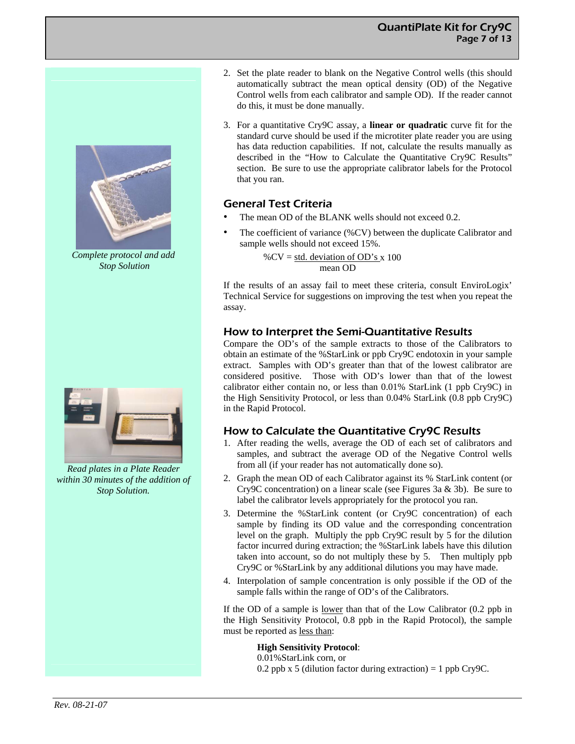2. Set the plate reader to blank on the Negative Control wells (this should automatically subtract the mean optical density (OD) of the Negative Control wells from each calibrator and sample OD). If the reader cannot do this, it must be done manually.

3. For a quantitative Cry9C assay, a **linear or quadratic** curve fit for the standard curve should be used if the microtiter plate reader you are using has data reduction capabilities. If not, calculate the results manually as described in the "How to Calculate the Quantitative Cry9C Results" section. Be sure to use the appropriate calibrator labels for the Protocol that you ran.

*Complete protocol and add Stop Solution*

*Read plates in a Plate Reader within 30 minutes of the addition of Stop Solution.*

## General Test Criteria

- The mean OD of the BLANK wells should not exceed 0.2.
- The coefficient of variance (%CV) between the duplicate Calibrator and sample wells should not exceed 15%.

$$\%CV = \frac{\text{std. deviation of OD's}}{\text{mean OD}} \times 100$$

If the results of an assay fail to meet these criteria, consult EnviroLogix' Technical Service for suggestions on improving the test when you repeat the assay.

## How to Interpret the Semi-Quantitative Results

Compare the OD's of the sample extracts to those of the Calibrators to obtain an estimate of the %StarLink or ppb Cry9C endotoxin in your sample extract. Samples with OD's greater than that of the lowest calibrator are considered positive. Those with OD's lower than that of the lowest calibrator either contain no, or less than 0.01% StarLink (1 ppb Cry9C) in the High Sensitivity Protocol, or less than 0.04% StarLink (0.8 ppb Cry9C) in the Rapid Protocol.

## How to Calculate the Quantitative Cry9C Results

1. After reading the wells, average the OD of each set of calibrators and samples, and subtract the average OD of the Negative Control wells from all (if your reader has not automatically done so).
2. Graph the mean OD of each Calibrator against its % StarLink content (or Cry9C concentration) on a linear scale (see Figures 3a & 3b). Be sure to label the calibrator levels appropriately for the protocol you ran.
3. Determine the %StarLink content (or Cry9C concentration) of each sample by finding its OD value and the corresponding concentration level on the graph. Multiply the ppb Cry9C result by 5 for the dilution factor incurred during extraction; the %StarLink labels have this dilution taken into account, so do not multiply these by 5. Then multiply ppb Cry9C or %StarLink by any additional dilutions you may have made.
4. Interpolation of sample concentration is only possible if the OD of the sample falls within the range of OD's of the Calibrators.

If the OD of a sample is <u>lower</u> than that of the Low Calibrator (0.2 ppb in the High Sensitivity Protocol, 0.8 ppb in the Rapid Protocol), the sample must be reported as <u>less than</u>:

> **High Sensitivity Protocol**:
> 0.01%StarLink corn, or
> 0.2 ppb x 5 (dilution factor during extraction) = 1 ppb Cry9C.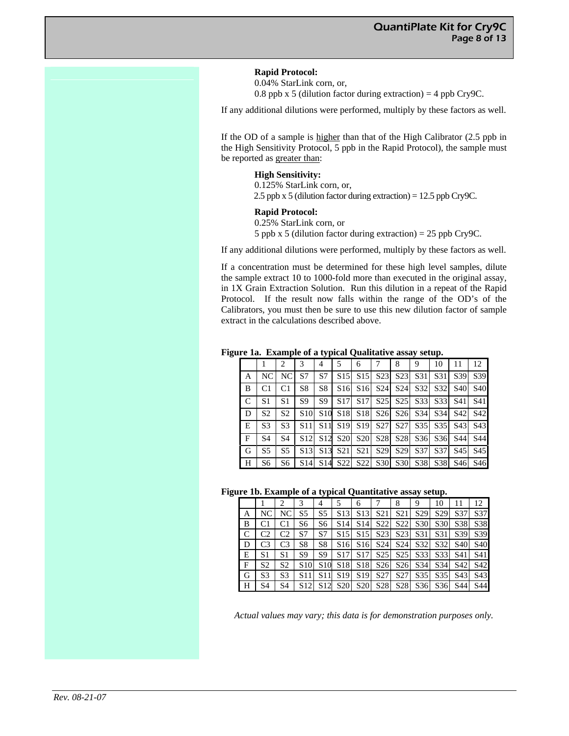**Rapid Protocol:**

0.04% StarLink corn, or,

0.8 ppb x 5 (dilution factor during extraction) = 4 ppb Cry9C.

If any additional dilutions were performed, multiply by these factors as well.

If the OD of a sample is <u>higher</u> than that of the High Calibrator (2.5 ppb in the High Sensitivity Protocol, 5 ppb in the Rapid Protocol), the sample must be reported as <u>greater than</u>:

**High Sensitivity:**

0.125% StarLink corn, or,

2.5 ppb x 5 (dilution factor during extraction) = 12.5 ppb Cry9C.

**Rapid Protocol:**

0.25% StarLink corn, or

5 ppb x 5 (dilution factor during extraction) = 25 ppb Cry9C.

If any additional dilutions were performed, multiply by these factors as well.

If a concentration must be determined for these high level samples, dilute the sample extract 10 to 1000-fold more than executed in the original assay, in 1X Grain Extraction Solution. Run this dilution in a repeat of the Rapid Protocol. If the result now falls within the range of the OD's of the Calibrators, you must then be sure to use this new dilution factor of sample extract in the calculations described above.

**Figure 1a. Example of a typical Qualitative assay setup.**

| | 1 | 2 | 3 | 4 | 5 | 6 | 7 | 8 | 9 | 10 | 11 | 12 |
|---|---|---|---|---|---|---|---|---|---|---|---|---|
| A | NC | NC | S7 | S7 | S15 | S15 | S23 | S23 | S31 | S31 | S39 | S39 |
| B | C1 | C1 | S8 | S8 | S16 | S16 | S24 | S24 | S32 | S32 | S40 | S40 |
| C | S1 | S1 | S9 | S9 | S17 | S17 | S25 | S25 | S33 | S33 | S41 | S41 |
| D | S2 | S2 | S10 | S10 | S18 | S18 | S26 | S26 | S34 | S34 | S42 | S42 |
| E | S3 | S3 | S11 | S11 | S19 | S19 | S27 | S27 | S35 | S35 | S43 | S43 |
| F | S4 | S4 | S12 | S12 | S20 | S20 | S28 | S28 | S36 | S36 | S44 | S44 |
| G | S5 | S5 | S13 | S13 | S21 | S21 | S29 | S29 | S37 | S37 | S45 | S45 |
| H | S6 | S6 | S14 | S14 | S22 | S22 | S30 | S30 | S38 | S38 | S46 | S46 |

**Figure 1b. Example of a typical Quantitative assay setup.**

| | 1 | 2 | 3 | 4 | 5 | 6 | 7 | 8 | 9 | 10 | 11 | 12 |
|---|---|---|---|---|---|---|---|---|---|---|---|---|
| A | NC | NC | S5 | S5 | S13 | S13 | S21 | S21 | S29 | S29 | S37 | S37 |
| B | C1 | C1 | S6 | S6 | S14 | S14 | S22 | S22 | S30 | S30 | S38 | S38 |
| C | C2 | C2 | S7 | S7 | S15 | S15 | S23 | S23 | S31 | S31 | S39 | S39 |
| D | C3 | C3 | S8 | S8 | S16 | S16 | S24 | S24 | S32 | S32 | S40 | S40 |
| E | S1 | S1 | S9 | S9 | S17 | S17 | S25 | S25 | S33 | S33 | S41 | S41 |
| F | S2 | S2 | S10 | S10 | S18 | S18 | S26 | S26 | S34 | S34 | S42 | S42 |
| G | S3 | S3 | S11 | S11 | S19 | S19 | S27 | S27 | S35 | S35 | S43 | S43 |
| H | S4 | S4 | S12 | S12 | S20 | S20 | S28 | S28 | S36 | S36 | S44 | S44 |

*Actual values may vary; this data is for demonstration purposes only.*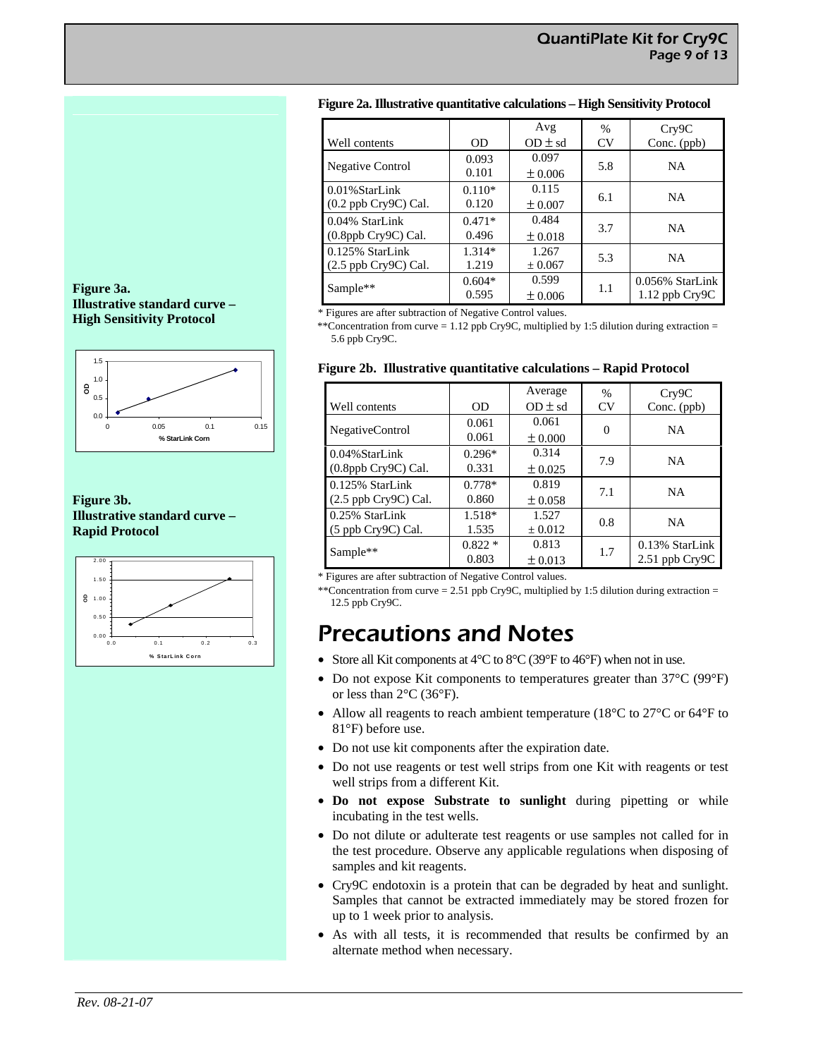**Figure 2a. Illustrative quantitative calculations – High Sensitivity Protocol**

| Well contents | OD | Avg OD ± sd | % CV | Cry9C Conc. (ppb) |
|---|---|---|---|---|
| Negative Control | 0.093<br>0.101 | 0.097<br>± 0.006 | 5.8 | NA |
| 0.01%StarLink (0.2 ppb Cry9C) Cal. | 0.110*<br>0.120 | 0.115<br>± 0.007 | 6.1 | NA |
| 0.04% StarLink (0.8ppb Cry9C) Cal. | 0.471*<br>0.496 | 0.484<br>± 0.018 | 3.7 | NA |
| 0.125% StarLink (2.5 ppb Cry9C) Cal. | 1.314*<br>1.219 | 1.267<br>± 0.067 | 5.3 | NA |
| Sample** | 0.604*<br>0.595 | 0.599<br>± 0.006 | 1.1 | 0.056% StarLink 1.12 ppb Cry9C |

\* Figures are after subtraction of Negative Control values.

**Concentration from curve = 1.12 ppb Cry9C, multiplied by 1:5 dilution during extraction = 5.6 ppb Cry9C.

**Figure 3a. Illustrative standard curve – High Sensitivity Protocol**

**Figure 2b. Illustrative quantitative calculations – Rapid Protocol**

| Well contents | OD | Average OD ± sd | % CV | Cry9C Conc. (ppb) |
|---|---|---|---|---|
| NegativeControl | 0.061<br>0.061 | 0.061<br>± 0.000 | 0 | NA |
| 0.04%StarLink (0.8ppb Cry9C) Cal. | 0.296*<br>0.331 | 0.314<br>± 0.025 | 7.9 | NA |
| 0.125% StarLink (2.5 ppb Cry9C) Cal. | 0.778*<br>0.860 | 0.819<br>± 0.058 | 7.1 | NA |
| 0.25% StarLink (5 ppb Cry9C) Cal. | 1.518*<br>1.535 | 1.527<br>± 0.012 | 0.8 | NA |
| Sample** | 0.822 *<br>0.803 | 0.813<br>± 0.013 | 1.7 | 0.13% StarLink 2.51 ppb Cry9C |

\* Figures are after subtraction of Negative Control values.

**Concentration from curve = 2.51 ppb Cry9C, multiplied by 1:5 dilution during extraction = 12.5 ppb Cry9C.

**Figure 3b. Illustrative standard curve – Rapid Protocol**

# Precautions and Notes

- Store all Kit components at 4°C to 8°C (39°F to 46°F) when not in use.
- Do not expose Kit components to temperatures greater than 37°C (99°F) or less than 2°C (36°F).
- Allow all reagents to reach ambient temperature (18°C to 27°C or 64°F to 81°F) before use.
- Do not use kit components after the expiration date.
- Do not use reagents or test well strips from one Kit with reagents or test well strips from a different Kit.
- **Do not expose Substrate to sunlight** during pipetting or while incubating in the test wells.
- Do not dilute or adulterate test reagents or use samples not called for in the test procedure. Observe any applicable regulations when disposing of samples and kit reagents.
- Cry9C endotoxin is a protein that can be degraded by heat and sunlight. Samples that cannot be extracted immediately may be stored frozen for up to 1 week prior to analysis.
- As with all tests, it is recommended that results be confirmed by an alternate method when necessary.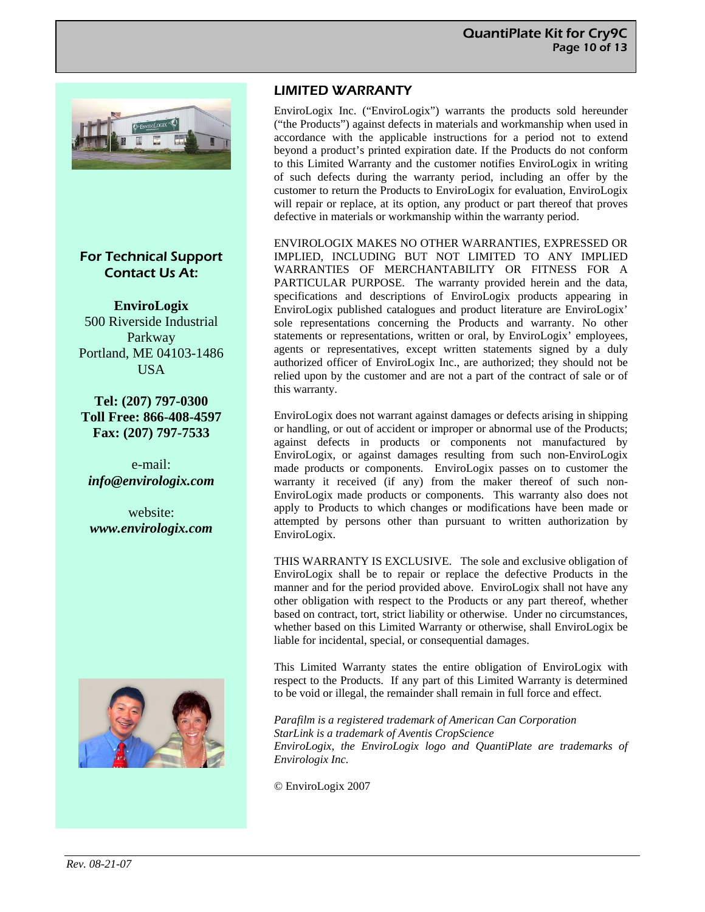**For Technical Support Contact Us At:**

**EnviroLogix**
500 Riverside Industrial Parkway
Portland, ME 04103-1486
USA

**Tel: (207) 797-0300**
**Toll Free: 866-408-4597**
**Fax: (207) 797-7533**

e-mail:
***info@envirologix.com***

website:
***www.envirologix.com***

## LIMITED WARRANTY

EnviroLogix Inc. ("EnviroLogix") warrants the products sold hereunder ("the Products") against defects in materials and workmanship when used in accordance with the applicable instructions for a period not to extend beyond a product's printed expiration date. If the Products do not conform to this Limited Warranty and the customer notifies EnviroLogix in writing of such defects during the warranty period, including an offer by the customer to return the Products to EnviroLogix for evaluation, EnviroLogix will repair or replace, at its option, any product or part thereof that proves defective in materials or workmanship within the warranty period.

ENVIROLOGIX MAKES NO OTHER WARRANTIES, EXPRESSED OR IMPLIED, INCLUDING BUT NOT LIMITED TO ANY IMPLIED WARRANTIES OF MERCHANTABILITY OR FITNESS FOR A PARTICULAR PURPOSE. The warranty provided herein and the data, specifications and descriptions of EnviroLogix products appearing in EnviroLogix published catalogues and product literature are EnviroLogix' sole representations concerning the Products and warranty. No other statements or representations, written or oral, by EnviroLogix' employees, agents or representatives, except written statements signed by a duly authorized officer of EnviroLogix Inc., are authorized; they should not be relied upon by the customer and are not a part of the contract of sale or of this warranty.

EnviroLogix does not warrant against damages or defects arising in shipping or handling, or out of accident or improper or abnormal use of the Products; against defects in products or components not manufactured by EnviroLogix, or against damages resulting from such non-EnviroLogix made products or components. EnviroLogix passes on to customer the warranty it received (if any) from the maker thereof of such non-EnviroLogix made products or components. This warranty also does not apply to Products to which changes or modifications have been made or attempted by persons other than pursuant to written authorization by EnviroLogix.

THIS WARRANTY IS EXCLUSIVE. The sole and exclusive obligation of EnviroLogix shall be to repair or replace the defective Products in the manner and for the period provided above. EnviroLogix shall not have any other obligation with respect to the Products or any part thereof, whether based on contract, tort, strict liability or otherwise. Under no circumstances, whether based on this Limited Warranty or otherwise, shall EnviroLogix be liable for incidental, special, or consequential damages.

This Limited Warranty states the entire obligation of EnviroLogix with respect to the Products. If any part of this Limited Warranty is determined to be void or illegal, the remainder shall remain in full force and effect.

*Parafilm is a registered trademark of American Can Corporation*
*StarLink is a trademark of Aventis CropScience*
*EnviroLogix, the EnviroLogix logo and QuantiPlate are trademarks of Envirologix Inc.*

© EnviroLogix 2007

*Rev. 08-21-07*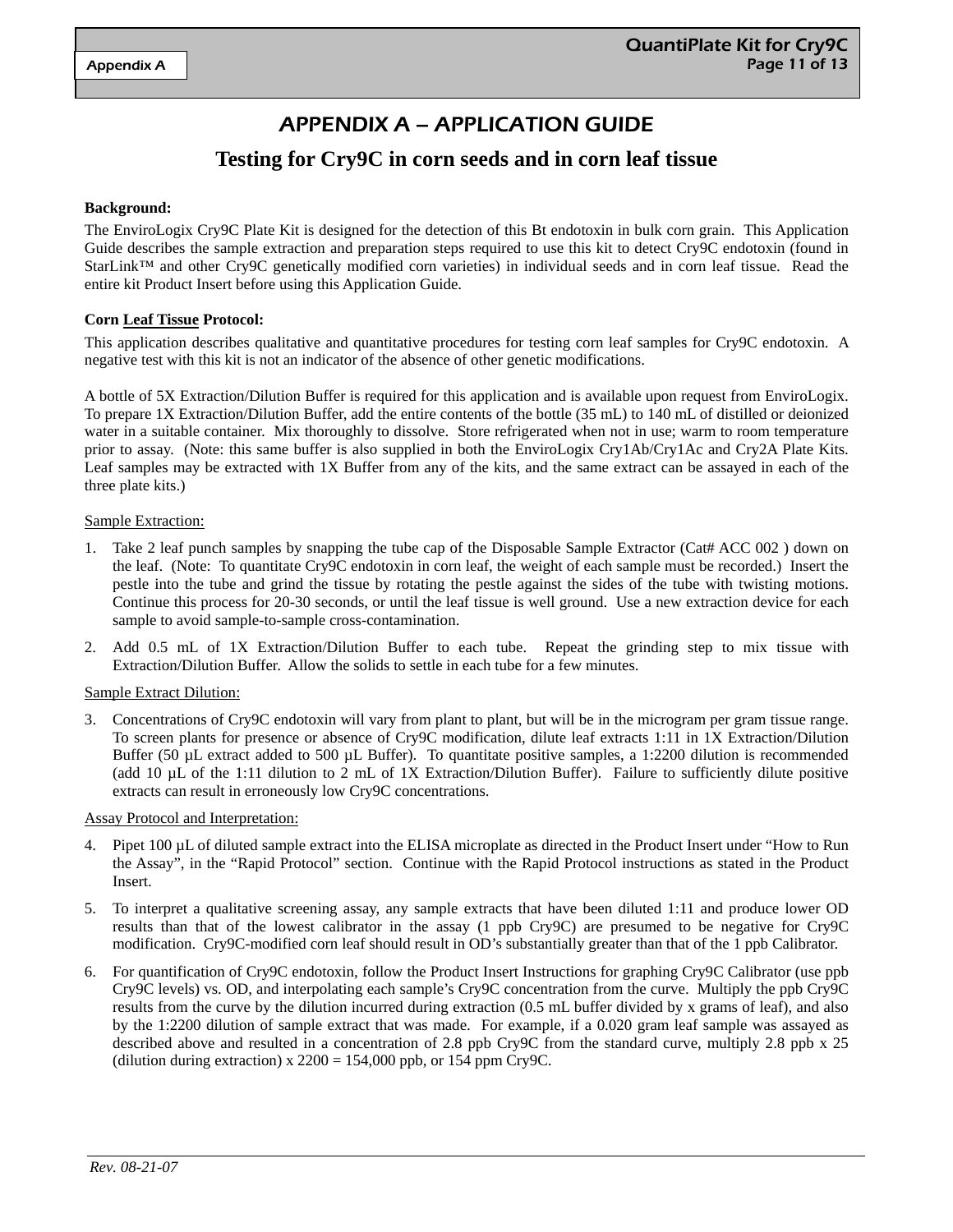# APPENDIX A – APPLICATION GUIDE

## Testing for Cry9C in corn seeds and in corn leaf tissue

**Background:**

The EnviroLogix Cry9C Plate Kit is designed for the detection of this Bt endotoxin in bulk corn grain. This Application Guide describes the sample extraction and preparation steps required to use this kit to detect Cry9C endotoxin (found in StarLink™ and other Cry9C genetically modified corn varieties) in individual seeds and in corn leaf tissue. Read the entire kit Product Insert before using this Application Guide.

**Corn Leaf Tissue Protocol:**

This application describes qualitative and quantitative procedures for testing corn leaf samples for Cry9C endotoxin. A negative test with this kit is not an indicator of the absence of other genetic modifications.

A bottle of 5X Extraction/Dilution Buffer is required for this application and is available upon request from EnviroLogix. To prepare 1X Extraction/Dilution Buffer, add the entire contents of the bottle (35 mL) to 140 mL of distilled or deionized water in a suitable container. Mix thoroughly to dissolve. Store refrigerated when not in use; warm to room temperature prior to assay. (Note: this same buffer is also supplied in both the EnviroLogix Cry1Ab/Cry1Ac and Cry2A Plate Kits. Leaf samples may be extracted with 1X Buffer from any of the kits, and the same extract can be assayed in each of the three plate kits.)

Sample Extraction:

1. Take 2 leaf punch samples by snapping the tube cap of the Disposable Sample Extractor (Cat# ACC 002 ) down on the leaf. (Note: To quantitate Cry9C endotoxin in corn leaf, the weight of each sample must be recorded.) Insert the pestle into the tube and grind the tissue by rotating the pestle against the sides of the tube with twisting motions. Continue this process for 20-30 seconds, or until the leaf tissue is well ground. Use a new extraction device for each sample to avoid sample-to-sample cross-contamination.
2. Add 0.5 mL of 1X Extraction/Dilution Buffer to each tube. Repeat the grinding step to mix tissue with Extraction/Dilution Buffer. Allow the solids to settle in each tube for a few minutes.

Sample Extract Dilution:

3. Concentrations of Cry9C endotoxin will vary from plant to plant, but will be in the microgram per gram tissue range. To screen plants for presence or absence of Cry9C modification, dilute leaf extracts 1:11 in 1X Extraction/Dilution Buffer (50 µL extract added to 500 µL Buffer). To quantitate positive samples, a 1:2200 dilution is recommended (add 10 µL of the 1:11 dilution to 2 mL of 1X Extraction/Dilution Buffer). Failure to sufficiently dilute positive extracts can result in erroneously low Cry9C concentrations.

Assay Protocol and Interpretation:

4. Pipet 100 µL of diluted sample extract into the ELISA microplate as directed in the Product Insert under "How to Run the Assay", in the "Rapid Protocol" section. Continue with the Rapid Protocol instructions as stated in the Product Insert.
5. To interpret a qualitative screening assay, any sample extracts that have been diluted 1:11 and produce lower OD results than that of the lowest calibrator in the assay (1 ppb Cry9C) are presumed to be negative for Cry9C modification. Cry9C-modified corn leaf should result in OD's substantially greater than that of the 1 ppb Calibrator.
6. For quantification of Cry9C endotoxin, follow the Product Insert Instructions for graphing Cry9C Calibrator (use ppb Cry9C levels) vs. OD, and interpolating each sample's Cry9C concentration from the curve. Multiply the ppb Cry9C results from the curve by the dilution incurred during extraction (0.5 mL buffer divided by x grams of leaf), and also by the 1:2200 dilution of sample extract that was made. For example, if a 0.020 gram leaf sample was assayed as described above and resulted in a concentration of 2.8 ppb Cry9C from the standard curve, multiply 2.8 ppb x 25 (dilution during extraction) x 2200 = 154,000 ppb, or 154 ppm Cry9C.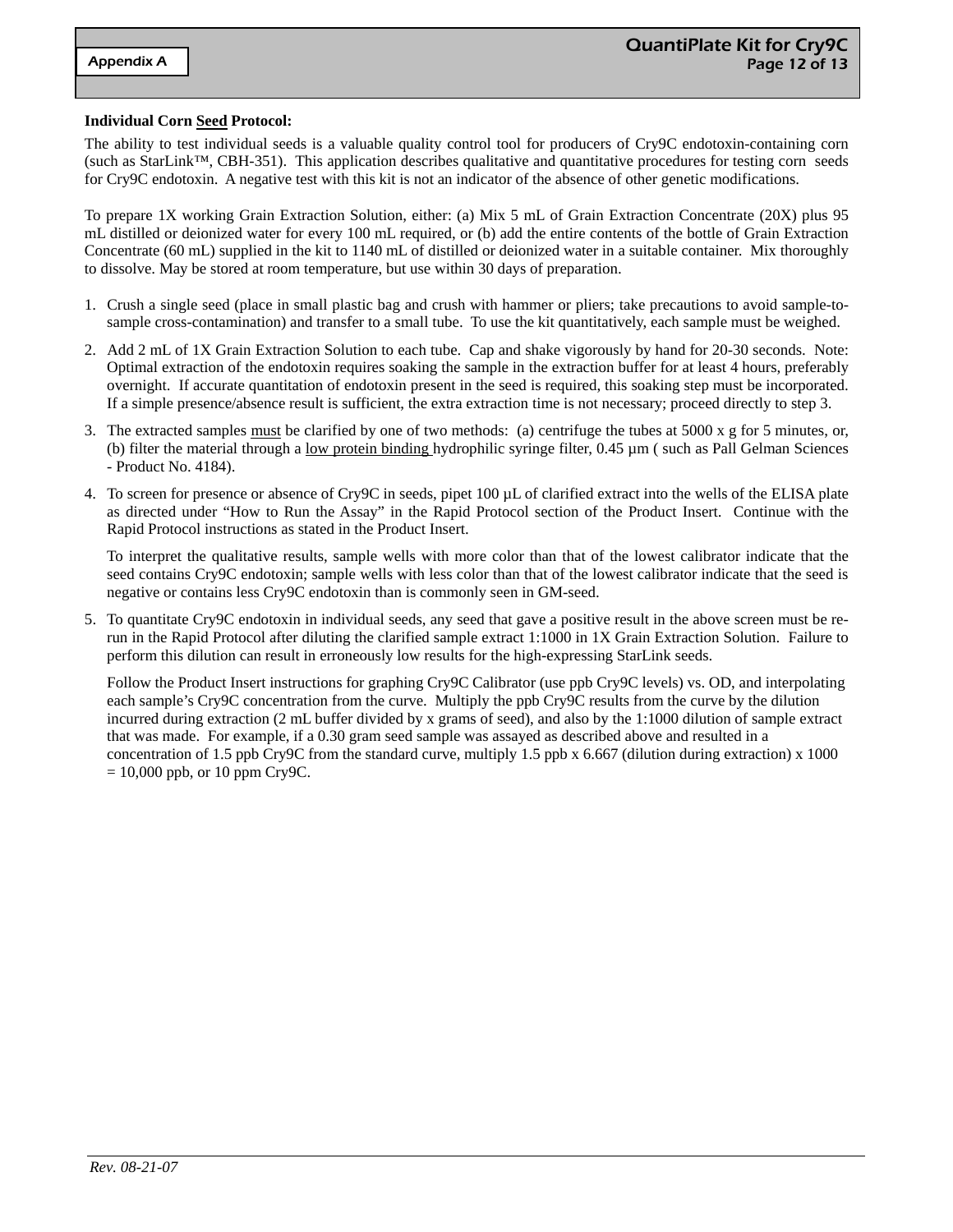**Individual Corn Seed Protocol:**

The ability to test individual seeds is a valuable quality control tool for producers of Cry9C endotoxin-containing corn (such as StarLink™, CBH-351). This application describes qualitative and quantitative procedures for testing corn seeds for Cry9C endotoxin. A negative test with this kit is not an indicator of the absence of other genetic modifications.

To prepare 1X working Grain Extraction Solution, either: (a) Mix 5 mL of Grain Extraction Concentrate (20X) plus 95 mL distilled or deionized water for every 100 mL required, or (b) add the entire contents of the bottle of Grain Extraction Concentrate (60 mL) supplied in the kit to 1140 mL of distilled or deionized water in a suitable container. Mix thoroughly to dissolve. May be stored at room temperature, but use within 30 days of preparation.

1. Crush a single seed (place in small plastic bag and crush with hammer or pliers; take precautions to avoid sample-to-sample cross-contamination) and transfer to a small tube. To use the kit quantitatively, each sample must be weighed.
2. Add 2 mL of 1X Grain Extraction Solution to each tube. Cap and shake vigorously by hand for 20-30 seconds. Note: Optimal extraction of the endotoxin requires soaking the sample in the extraction buffer for at least 4 hours, preferably overnight. If accurate quantitation of endotoxin present in the seed is required, this soaking step must be incorporated. If a simple presence/absence result is sufficient, the extra extraction time is not necessary; proceed directly to step 3.
3. The extracted samples must be clarified by one of two methods: (a) centrifuge the tubes at 5000 x g for 5 minutes, or, (b) filter the material through a low protein binding hydrophilic syringe filter, 0.45 µm ( such as Pall Gelman Sciences - Product No. 4184).
4. To screen for presence or absence of Cry9C in seeds, pipet 100 µL of clarified extract into the wells of the ELISA plate as directed under "How to Run the Assay" in the Rapid Protocol section of the Product Insert. Continue with the Rapid Protocol instructions as stated in the Product Insert.

   To interpret the qualitative results, sample wells with more color than that of the lowest calibrator indicate that the seed contains Cry9C endotoxin; sample wells with less color than that of the lowest calibrator indicate that the seed is negative or contains less Cry9C endotoxin than is commonly seen in GM-seed.
5. To quantitate Cry9C endotoxin in individual seeds, any seed that gave a positive result in the above screen must be re-run in the Rapid Protocol after diluting the clarified sample extract 1:1000 in 1X Grain Extraction Solution. Failure to perform this dilution can result in erroneously low results for the high-expressing StarLink seeds.

   Follow the Product Insert instructions for graphing Cry9C Calibrator (use ppb Cry9C levels) vs. OD, and interpolating each sample's Cry9C concentration from the curve. Multiply the ppb Cry9C results from the curve by the dilution incurred during extraction (2 mL buffer divided by x grams of seed), and also by the 1:1000 dilution of sample extract that was made. For example, if a 0.30 gram seed sample was assayed as described above and resulted in a concentration of 1.5 ppb Cry9C from the standard curve, multiply 1.5 ppb x 6.667 (dilution during extraction) x 1000 = 10,000 ppb, or 10 ppm Cry9C.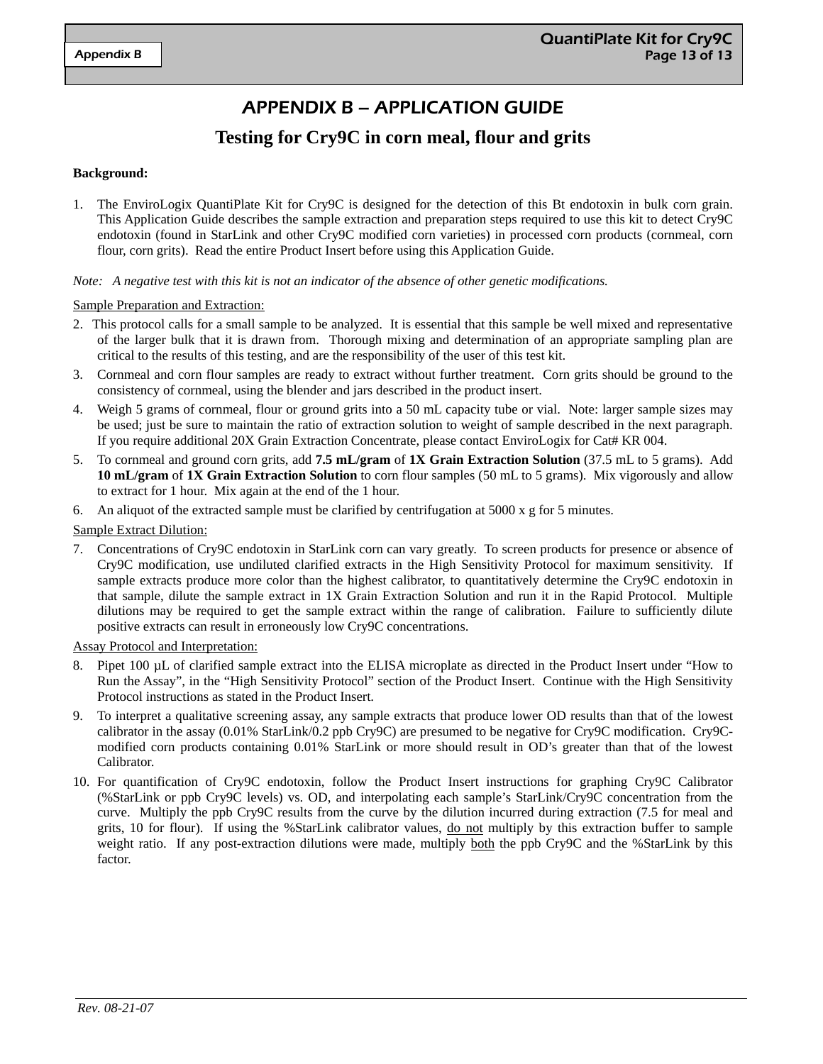# APPENDIX B – APPLICATION GUIDE

## Testing for Cry9C in corn meal, flour and grits

**Background:**

1. The EnviroLogix QuantiPlate Kit for Cry9C is designed for the detection of this Bt endotoxin in bulk corn grain. This Application Guide describes the sample extraction and preparation steps required to use this kit to detect Cry9C endotoxin (found in StarLink and other Cry9C modified corn varieties) in processed corn products (cornmeal, corn flour, corn grits). Read the entire Product Insert before using this Application Guide.

*Note: A negative test with this kit is not an indicator of the absence of other genetic modifications.*

Sample Preparation and Extraction:

2. This protocol calls for a small sample to be analyzed. It is essential that this sample be well mixed and representative of the larger bulk that it is drawn from. Thorough mixing and determination of an appropriate sampling plan are critical to the results of this testing, and are the responsibility of the user of this test kit.
3. Cornmeal and corn flour samples are ready to extract without further treatment. Corn grits should be ground to the consistency of cornmeal, using the blender and jars described in the product insert.
4. Weigh 5 grams of cornmeal, flour or ground grits into a 50 mL capacity tube or vial. Note: larger sample sizes may be used; just be sure to maintain the ratio of extraction solution to weight of sample described in the next paragraph. If you require additional 20X Grain Extraction Concentrate, please contact EnviroLogix for Cat# KR 004.
5. To cornmeal and ground corn grits, add **7.5 mL/gram** of **1X Grain Extraction Solution** (37.5 mL to 5 grams). Add **10 mL/gram** of **1X Grain Extraction Solution** to corn flour samples (50 mL to 5 grams). Mix vigorously and allow to extract for 1 hour. Mix again at the end of the 1 hour.
6. An aliquot of the extracted sample must be clarified by centrifugation at 5000 x g for 5 minutes.

Sample Extract Dilution:

7. Concentrations of Cry9C endotoxin in StarLink corn can vary greatly. To screen products for presence or absence of Cry9C modification, use undiluted clarified extracts in the High Sensitivity Protocol for maximum sensitivity. If sample extracts produce more color than the highest calibrator, to quantitatively determine the Cry9C endotoxin in that sample, dilute the sample extract in 1X Grain Extraction Solution and run it in the Rapid Protocol. Multiple dilutions may be required to get the sample extract within the range of calibration. Failure to sufficiently dilute positive extracts can result in erroneously low Cry9C concentrations.

Assay Protocol and Interpretation:

8. Pipet 100 µL of clarified sample extract into the ELISA microplate as directed in the Product Insert under "How to Run the Assay", in the "High Sensitivity Protocol" section of the Product Insert. Continue with the High Sensitivity Protocol instructions as stated in the Product Insert.
9. To interpret a qualitative screening assay, any sample extracts that produce lower OD results than that of the lowest calibrator in the assay (0.01% StarLink/0.2 ppb Cry9C) are presumed to be negative for Cry9C modification. Cry9C-modified corn products containing 0.01% StarLink or more should result in OD's greater than that of the lowest Calibrator.
10. For quantification of Cry9C endotoxin, follow the Product Insert instructions for graphing Cry9C Calibrator (%StarLink or ppb Cry9C levels) vs. OD, and interpolating each sample's StarLink/Cry9C concentration from the curve. Multiply the ppb Cry9C results from the curve by the dilution incurred during extraction (7.5 for meal and grits, 10 for flour). If using the %StarLink calibrator values, do not multiply by this extraction buffer to sample weight ratio. If any post-extraction dilutions were made, multiply both the ppb Cry9C and the %StarLink by this factor.

*Rev. 08-21-07*